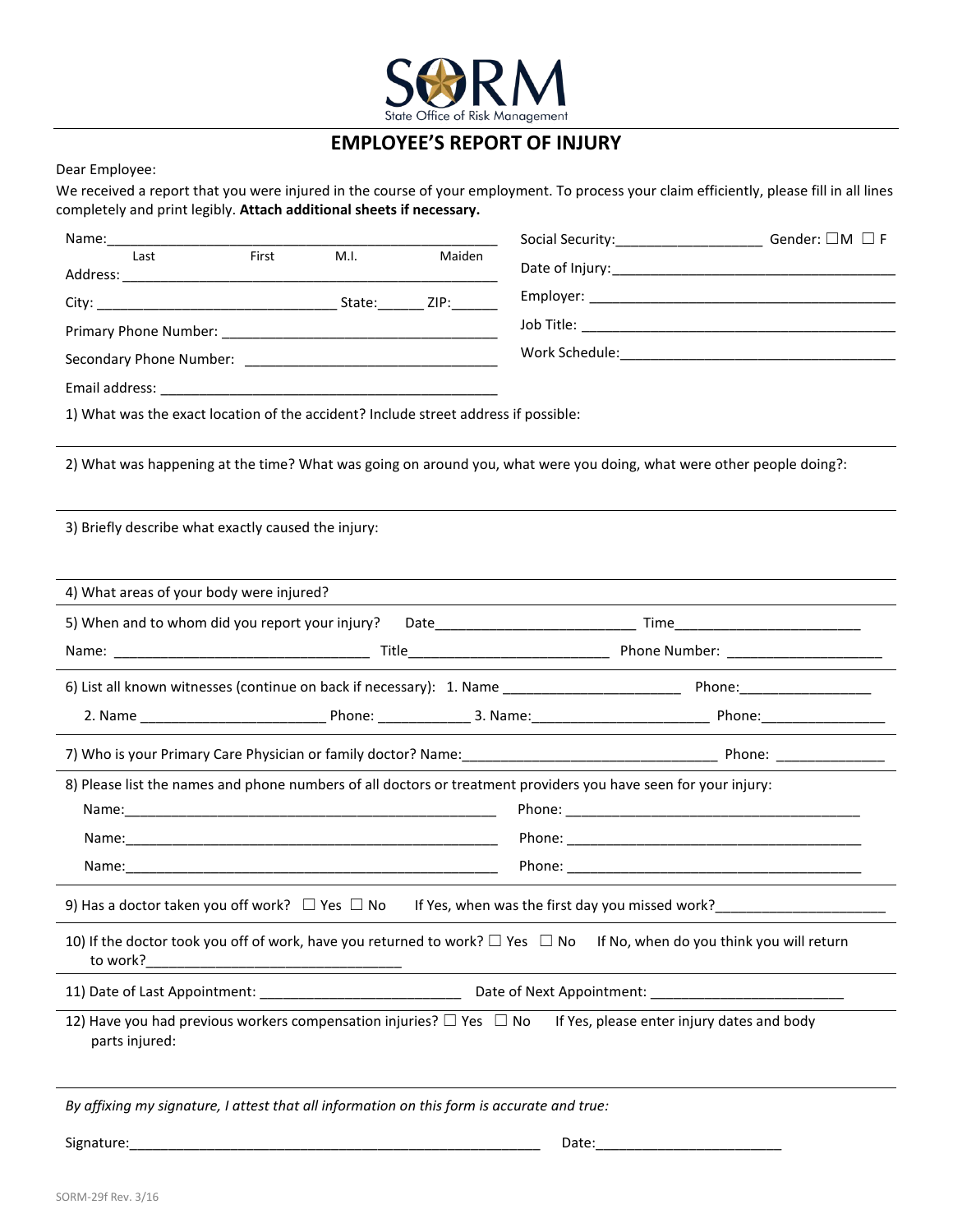SORM

State Office of Risk Management

# EMPLOYEE'S REPORT OF INJURY

Dear Employee:

We received a report that you were injured in the course of your employment. To process your claim efficiently, please fill in all lines completely and print legibly. **Attach additional sheets if necessary.**

Name:_______________________________________________
Last First M.I. Maiden

Address: ____________________________________________

City: ______________________________ State:______ ZIP:______

Primary Phone Number: ______________________________

Secondary Phone Number: ____________________________

Email address: ______________________________________

Social Security:__________________ Gender: ☐M ☐ F

Date of Injury:_______________________________________

Employer: ___________________________________________

Job Title: ___________________________________________

Work Schedule:_______________________________________

1) What was the exact location of the accident? Include street address if possible:

2) What was happening at the time? What was going on around you, what were you doing, what were other people doing?:

3) Briefly describe what exactly caused the injury:

4) What areas of your body were injured?

5) When and to whom did you report your injury? Date________________________ Time_______________________

Name: ________________________________ Title_________________________ Phone Number: ___________________

6) List all known witnesses (continue on back if necessary): 1. Name ______________________ Phone:________________

2. Name _______________________ Phone: ____________ 3. Name:______________________ Phone:________________

7) Who is your Primary Care Physician or family doctor? Name:________________________________ Phone: ______________

8) Please list the names and phone numbers of all doctors or treatment providers you have seen for your injury:

Name:__________________________________________________ Phone: _______________________________________

Name:__________________________________________________ Phone: _______________________________________

Name:__________________________________________________ Phone: _______________________________________

9) Has a doctor taken you off work? ☐ Yes ☐ No If Yes, when was the first day you missed work?_____________________

10) If the doctor took you off of work, have you returned to work? ☐ Yes ☐ No If No, when do you think you will return to work?________________________________

11) Date of Last Appointment: __________________________ Date of Next Appointment: ________________________

12) Have you had previous workers compensation injuries? ☐ Yes ☐ No If Yes, please enter injury dates and body parts injured:

*By affixing my signature, I attest that all information on this form is accurate and true:*

Signature:_______________________________________________________ Date:________________________

SORM-29f Rev. 3/16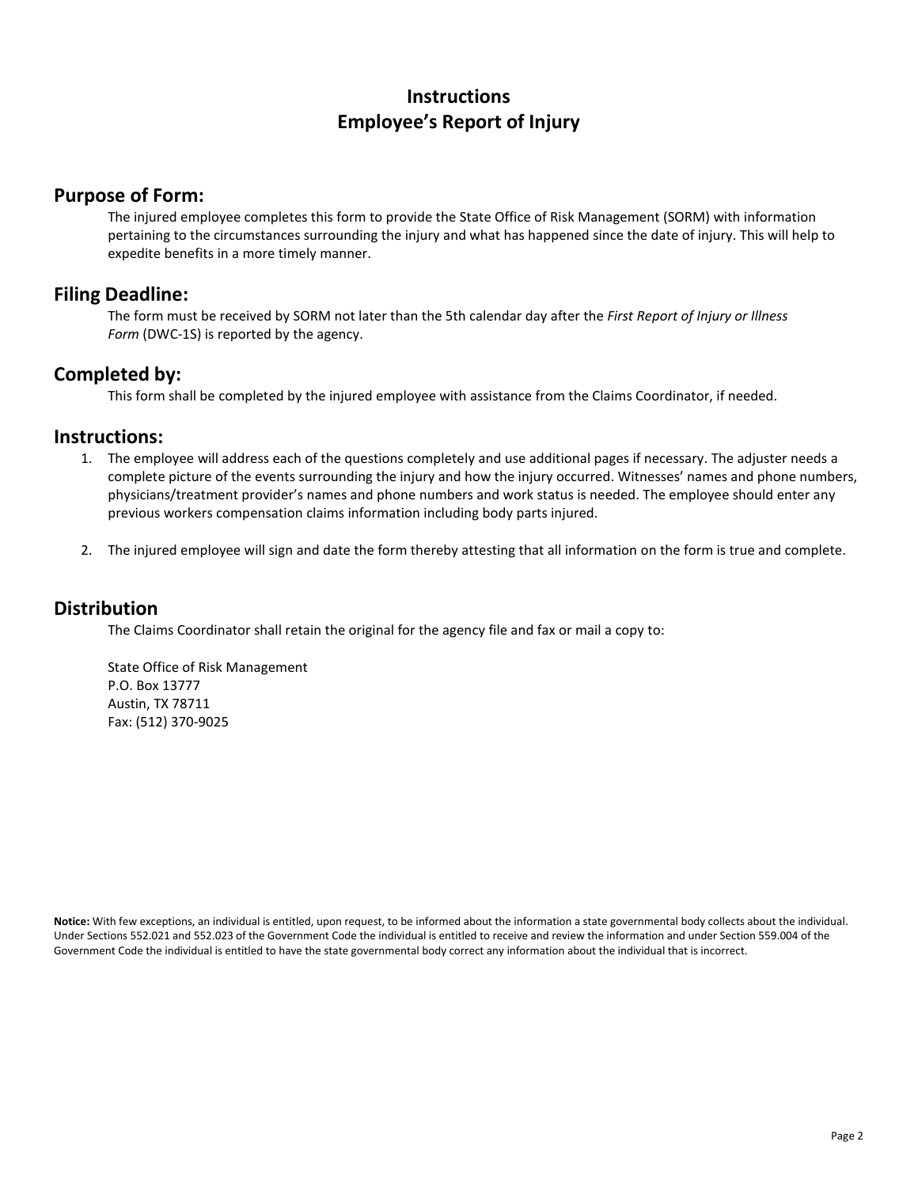# Instructions
# Employee's Report of Injury

## Purpose of Form:

The injured employee completes this form to provide the State Office of Risk Management (SORM) with information pertaining to the circumstances surrounding the injury and what has happened since the date of injury. This will help to expedite benefits in a more timely manner.

## Filing Deadline:

The form must be received by SORM not later than the 5th calendar day after the *First Report of Injury or Illness Form* (DWC-1S) is reported by the agency.

## Completed by:

This form shall be completed by the injured employee with assistance from the Claims Coordinator, if needed.

## Instructions:

1. The employee will address each of the questions completely and use additional pages if necessary. The adjuster needs a complete picture of the events surrounding the injury and how the injury occurred. Witnesses' names and phone numbers, physicians/treatment provider's names and phone numbers and work status is needed. The employee should enter any previous workers compensation claims information including body parts injured.

2. The injured employee will sign and date the form thereby attesting that all information on the form is true and complete.

## Distribution

The Claims Coordinator shall retain the original for the agency file and fax or mail a copy to:

State Office of Risk Management
P.O. Box 13777
Austin, TX 78711
Fax: (512) 370-9025

**Notice:** With few exceptions, an individual is entitled, upon request, to be informed about the information a state governmental body collects about the individual. Under Sections 552.021 and 552.023 of the Government Code the individual is entitled to receive and review the information and under Section 559.004 of the Government Code the individual is entitled to have the state governmental body correct any information about the individual that is incorrect.